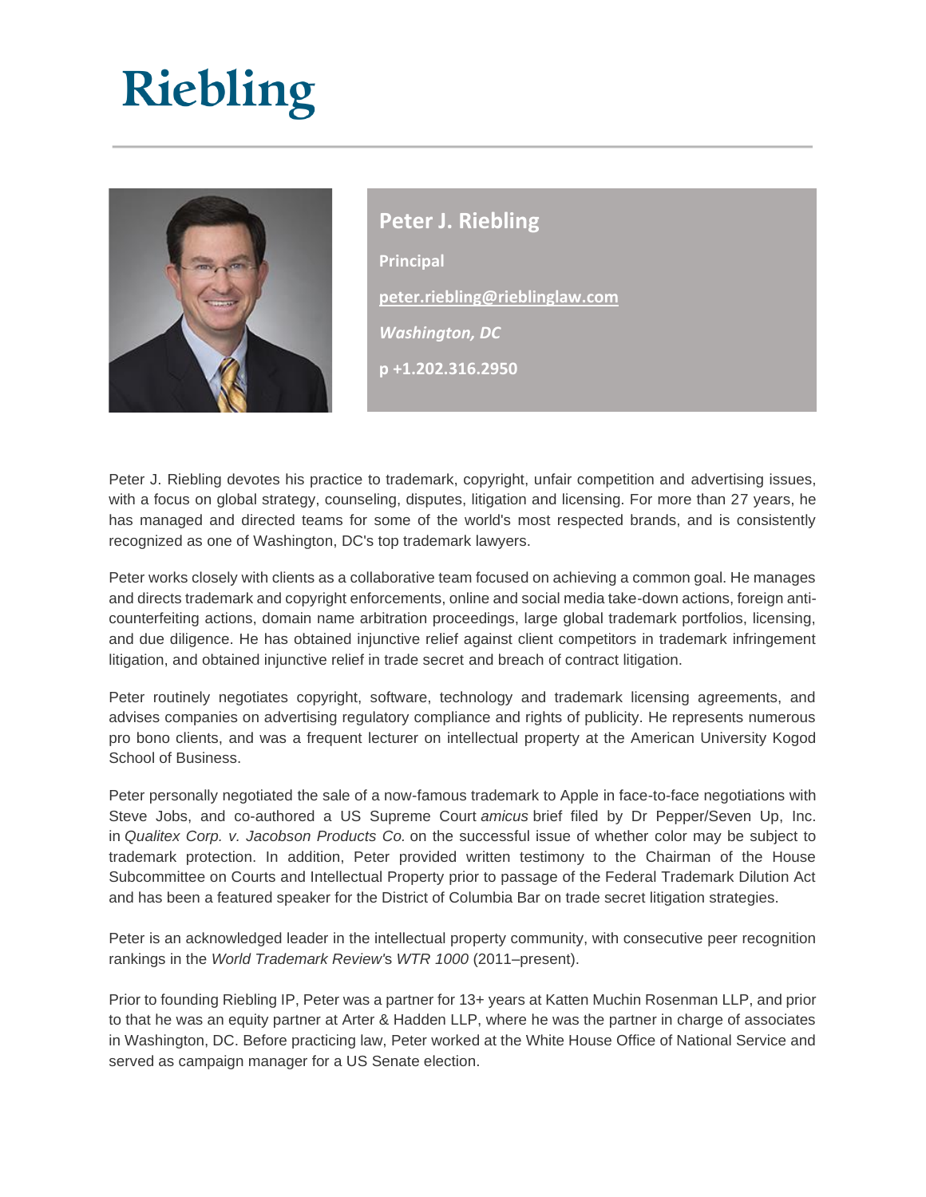# Riebling

## Peter J. Riebling

**Principal**

**peter.riebling@rieblinglaw.com**

***Washington, DC***

**p +1.202.316.2950**

Peter J. Riebling devotes his practice to trademark, copyright, unfair competition and advertising issues, with a focus on global strategy, counseling, disputes, litigation and licensing. For more than 27 years, he has managed and directed teams for some of the world's most respected brands, and is consistently recognized as one of Washington, DC's top trademark lawyers.

Peter works closely with clients as a collaborative team focused on achieving a common goal. He manages and directs trademark and copyright enforcements, online and social media take-down actions, foreign anti-counterfeiting actions, domain name arbitration proceedings, large global trademark portfolios, licensing, and due diligence. He has obtained injunctive relief against client competitors in trademark infringement litigation, and obtained injunctive relief in trade secret and breach of contract litigation.

Peter routinely negotiates copyright, software, technology and trademark licensing agreements, and advises companies on advertising regulatory compliance and rights of publicity. He represents numerous pro bono clients, and was a frequent lecturer on intellectual property at the American University Kogod School of Business.

Peter personally negotiated the sale of a now-famous trademark to Apple in face-to-face negotiations with Steve Jobs, and co-authored a US Supreme Court *amicus* brief filed by Dr Pepper/Seven Up, Inc. in *Qualitex Corp. v. Jacobson Products Co.* on the successful issue of whether color may be subject to trademark protection. In addition, Peter provided written testimony to the Chairman of the House Subcommittee on Courts and Intellectual Property prior to passage of the Federal Trademark Dilution Act and has been a featured speaker for the District of Columbia Bar on trade secret litigation strategies.

Peter is an acknowledged leader in the intellectual property community, with consecutive peer recognition rankings in the *World Trademark Review*'s *WTR 1000* (2011–present).

Prior to founding Riebling IP, Peter was a partner for 13+ years at Katten Muchin Rosenman LLP, and prior to that he was an equity partner at Arter & Hadden LLP, where he was the partner in charge of associates in Washington, DC. Before practicing law, Peter worked at the White House Office of National Service and served as campaign manager for a US Senate election.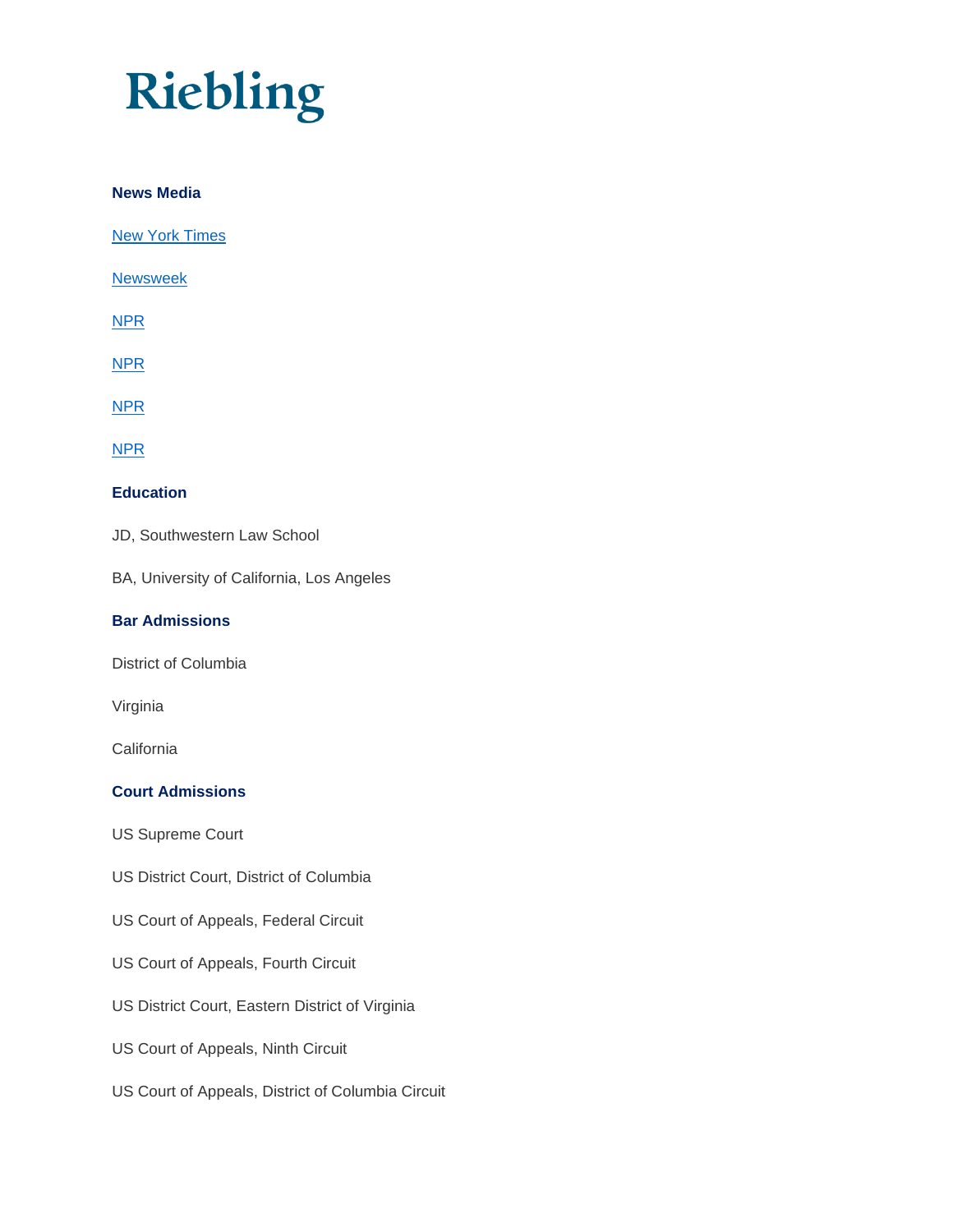# Riebling

**News Media**

New York Times

Newsweek

NPR

NPR

NPR

NPR

**Education**

JD, Southwestern Law School

BA, University of California, Los Angeles

**Bar Admissions**

District of Columbia

Virginia

California

**Court Admissions**

US Supreme Court

US District Court, District of Columbia

US Court of Appeals, Federal Circuit

US Court of Appeals, Fourth Circuit

US District Court, Eastern District of Virginia

US Court of Appeals, Ninth Circuit

US Court of Appeals, District of Columbia Circuit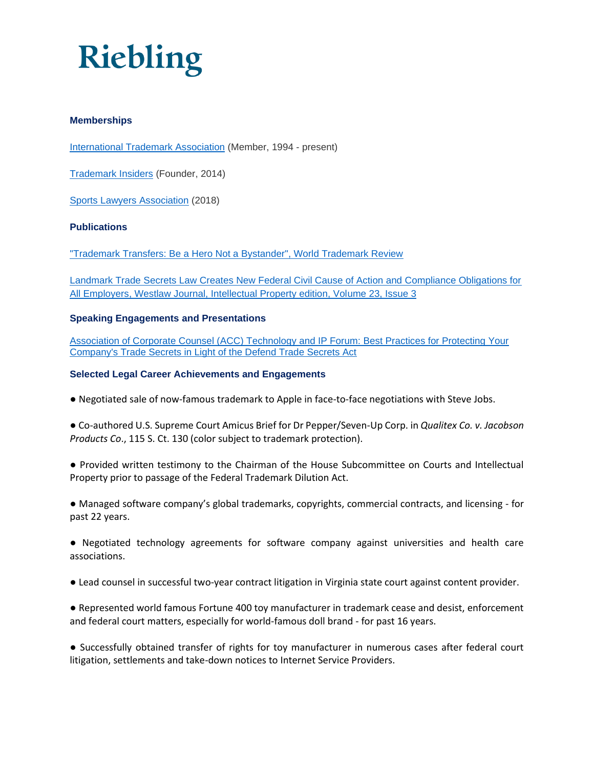# Riebling

**Memberships**

International Trademark Association (Member, 1994 - present)

Trademark Insiders (Founder, 2014)

Sports Lawyers Association (2018)

**Publications**

"Trademark Transfers: Be a Hero Not a Bystander", World Trademark Review

Landmark Trade Secrets Law Creates New Federal Civil Cause of Action and Compliance Obligations for All Employers, Westlaw Journal, Intellectual Property edition, Volume 23, Issue 3

**Speaking Engagements and Presentations**

Association of Corporate Counsel (ACC) Technology and IP Forum: Best Practices for Protecting Your Company's Trade Secrets in Light of the Defend Trade Secrets Act

**Selected Legal Career Achievements and Engagements**

● Negotiated sale of now-famous trademark to Apple in face-to-face negotiations with Steve Jobs.

● Co-authored U.S. Supreme Court Amicus Brief for Dr Pepper/Seven-Up Corp. in *Qualitex Co. v. Jacobson Products Co*., 115 S. Ct. 130 (color subject to trademark protection).

● Provided written testimony to the Chairman of the House Subcommittee on Courts and Intellectual Property prior to passage of the Federal Trademark Dilution Act.

● Managed software company's global trademarks, copyrights, commercial contracts, and licensing - for past 22 years.

● Negotiated technology agreements for software company against universities and health care associations.

● Lead counsel in successful two-year contract litigation in Virginia state court against content provider.

● Represented world famous Fortune 400 toy manufacturer in trademark cease and desist, enforcement and federal court matters, especially for world-famous doll brand - for past 16 years.

● Successfully obtained transfer of rights for toy manufacturer in numerous cases after federal court litigation, settlements and take-down notices to Internet Service Providers.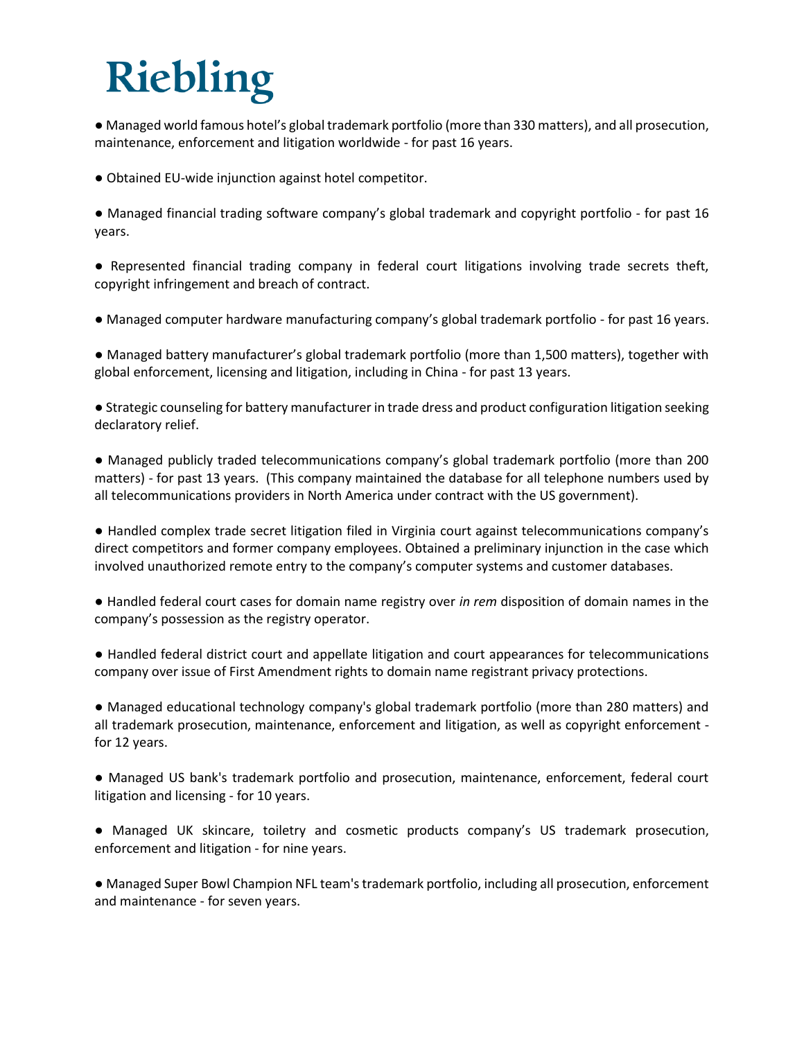# Riebling

- Managed world famous hotel's global trademark portfolio (more than 330 matters), and all prosecution, maintenance, enforcement and litigation worldwide - for past 16 years.

- Obtained EU-wide injunction against hotel competitor.

- Managed financial trading software company's global trademark and copyright portfolio - for past 16 years.

- Represented financial trading company in federal court litigations involving trade secrets theft, copyright infringement and breach of contract.

- Managed computer hardware manufacturing company's global trademark portfolio - for past 16 years.

- Managed battery manufacturer's global trademark portfolio (more than 1,500 matters), together with global enforcement, licensing and litigation, including in China - for past 13 years.

- Strategic counseling for battery manufacturer in trade dress and product configuration litigation seeking declaratory relief.

- Managed publicly traded telecommunications company's global trademark portfolio (more than 200 matters) - for past 13 years. (This company maintained the database for all telephone numbers used by all telecommunications providers in North America under contract with the US government).

- Handled complex trade secret litigation filed in Virginia court against telecommunications company's direct competitors and former company employees. Obtained a preliminary injunction in the case which involved unauthorized remote entry to the company's computer systems and customer databases.

- Handled federal court cases for domain name registry over *in rem* disposition of domain names in the company's possession as the registry operator.

- Handled federal district court and appellate litigation and court appearances for telecommunications company over issue of First Amendment rights to domain name registrant privacy protections.

- Managed educational technology company's global trademark portfolio (more than 280 matters) and all trademark prosecution, maintenance, enforcement and litigation, as well as copyright enforcement - for 12 years.

- Managed US bank's trademark portfolio and prosecution, maintenance, enforcement, federal court litigation and licensing - for 10 years.

- Managed UK skincare, toiletry and cosmetic products company's US trademark prosecution, enforcement and litigation - for nine years.

- Managed Super Bowl Champion NFL team's trademark portfolio, including all prosecution, enforcement and maintenance - for seven years.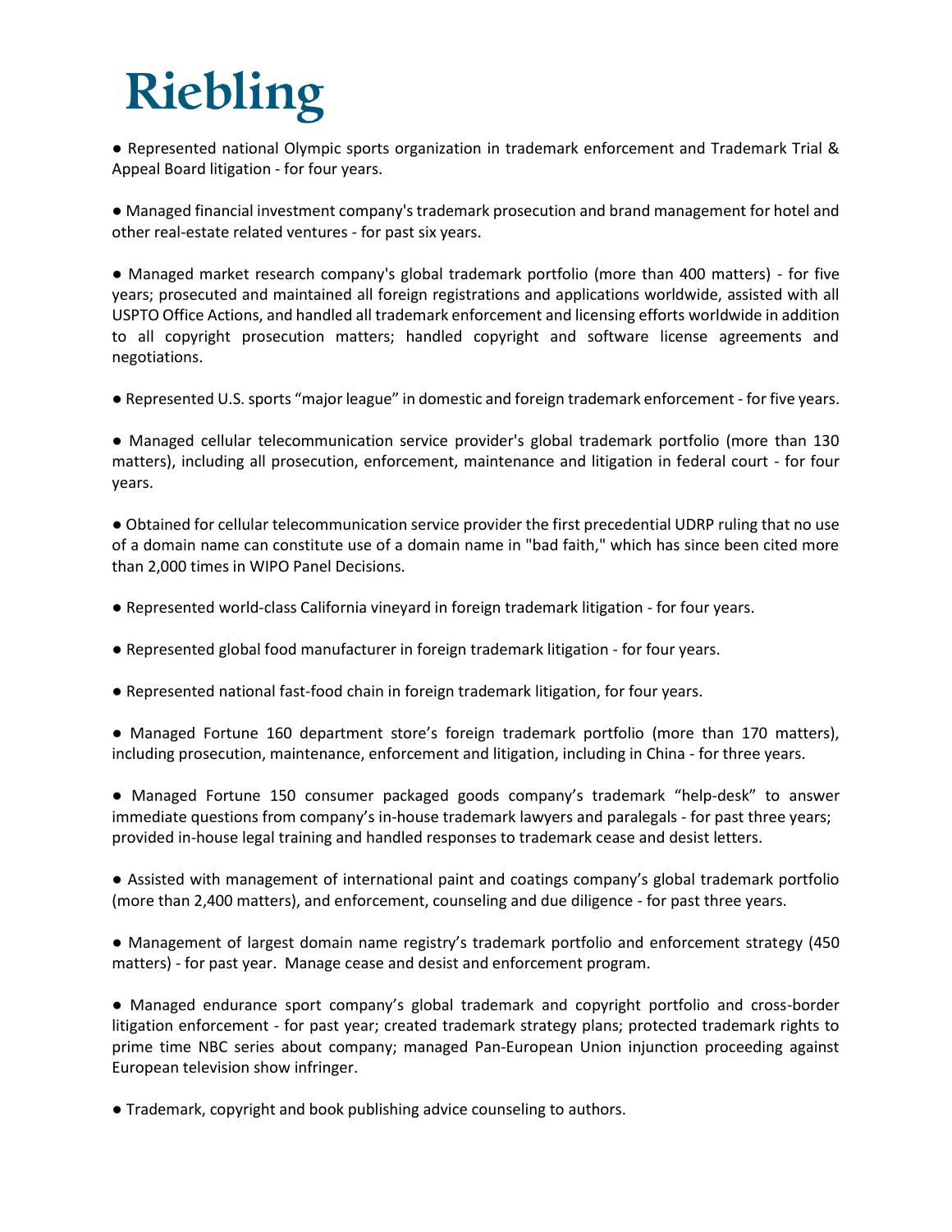# Riebling

- Represented national Olympic sports organization in trademark enforcement and Trademark Trial & Appeal Board litigation - for four years.

- Managed financial investment company's trademark prosecution and brand management for hotel and other real-estate related ventures - for past six years.

- Managed market research company's global trademark portfolio (more than 400 matters) - for five years; prosecuted and maintained all foreign registrations and applications worldwide, assisted with all USPTO Office Actions, and handled all trademark enforcement and licensing efforts worldwide in addition to all copyright prosecution matters; handled copyright and software license agreements and negotiations.

- Represented U.S. sports "major league" in domestic and foreign trademark enforcement - for five years.

- Managed cellular telecommunication service provider's global trademark portfolio (more than 130 matters), including all prosecution, enforcement, maintenance and litigation in federal court - for four years.

- Obtained for cellular telecommunication service provider the first precedential UDRP ruling that no use of a domain name can constitute use of a domain name in "bad faith," which has since been cited more than 2,000 times in WIPO Panel Decisions.

- Represented world-class California vineyard in foreign trademark litigation - for four years.

- Represented global food manufacturer in foreign trademark litigation - for four years.

- Represented national fast-food chain in foreign trademark litigation, for four years.

- Managed Fortune 160 department store's foreign trademark portfolio (more than 170 matters), including prosecution, maintenance, enforcement and litigation, including in China - for three years.

- Managed Fortune 150 consumer packaged goods company's trademark "help-desk" to answer immediate questions from company's in-house trademark lawyers and paralegals - for past three years; provided in-house legal training and handled responses to trademark cease and desist letters.

- Assisted with management of international paint and coatings company's global trademark portfolio (more than 2,400 matters), and enforcement, counseling and due diligence - for past three years.

- Management of largest domain name registry's trademark portfolio and enforcement strategy (450 matters) - for past year. Manage cease and desist and enforcement program.

- Managed endurance sport company's global trademark and copyright portfolio and cross-border litigation enforcement - for past year; created trademark strategy plans; protected trademark rights to prime time NBC series about company; managed Pan-European Union injunction proceeding against European television show infringer.

- Trademark, copyright and book publishing advice counseling to authors.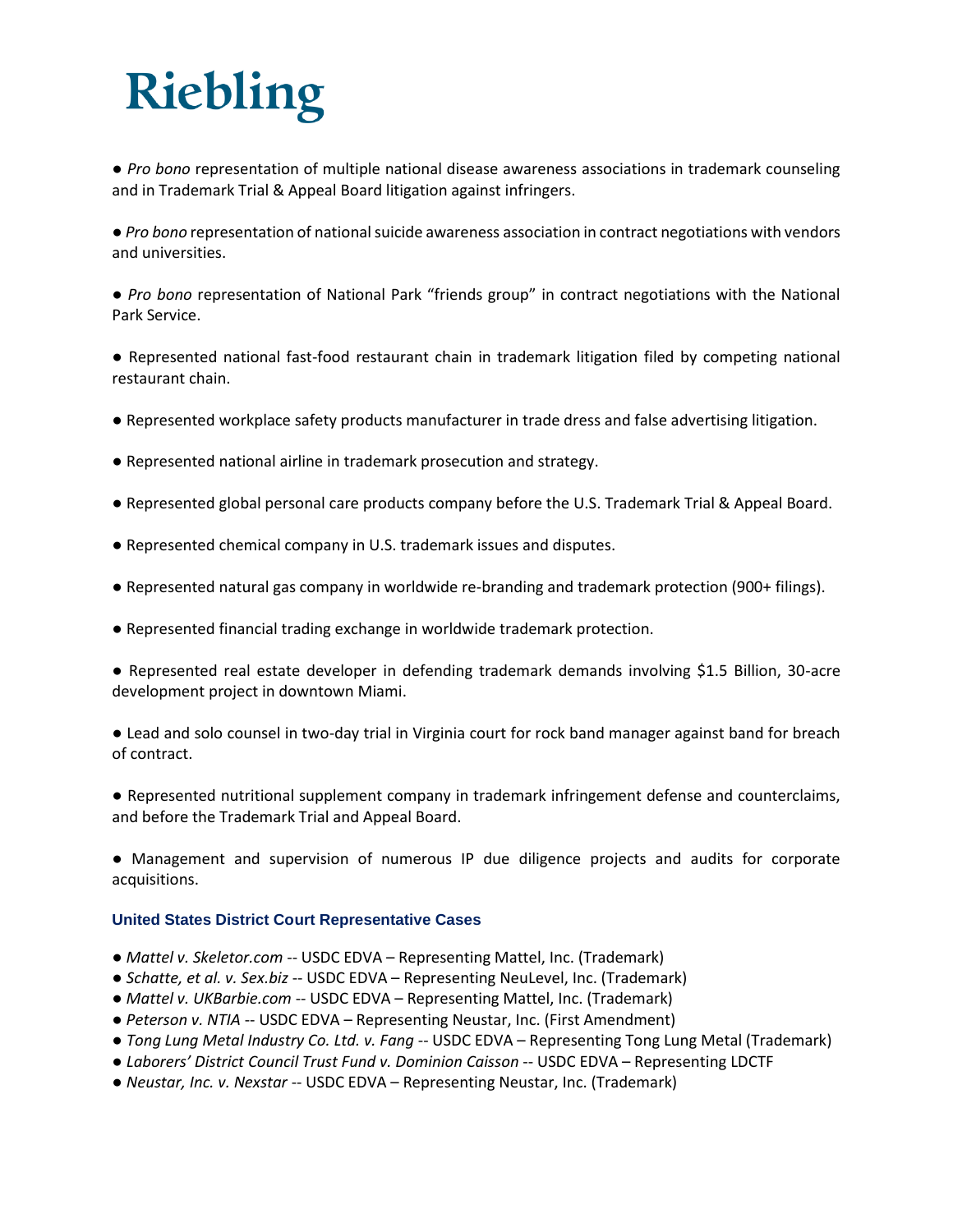- *Pro bono* representation of multiple national disease awareness associations in trademark counseling and in Trademark Trial & Appeal Board litigation against infringers.

- *Pro bono* representation of national suicide awareness association in contract negotiations with vendors and universities.

- *Pro bono* representation of National Park "friends group" in contract negotiations with the National Park Service.

- Represented national fast-food restaurant chain in trademark litigation filed by competing national restaurant chain.

- Represented workplace safety products manufacturer in trade dress and false advertising litigation.

- Represented national airline in trademark prosecution and strategy.

- Represented global personal care products company before the U.S. Trademark Trial & Appeal Board.

- Represented chemical company in U.S. trademark issues and disputes.

- Represented natural gas company in worldwide re-branding and trademark protection (900+ filings).

- Represented financial trading exchange in worldwide trademark protection.

- Represented real estate developer in defending trademark demands involving $1.5 Billion, 30-acre development project in downtown Miami.

- Lead and solo counsel in two-day trial in Virginia court for rock band manager against band for breach of contract.

- Represented nutritional supplement company in trademark infringement defense and counterclaims, and before the Trademark Trial and Appeal Board.

- Management and supervision of numerous IP due diligence projects and audits for corporate acquisitions.

### United States District Court Representative Cases

- *Mattel v. Skeletor.com* -- USDC EDVA – Representing Mattel, Inc. (Trademark)
- *Schatte, et al. v. Sex.biz* -- USDC EDVA – Representing NeuLevel, Inc. (Trademark)
- *Mattel v. UKBarbie.com* -- USDC EDVA – Representing Mattel, Inc. (Trademark)
- *Peterson v. NTIA* -- USDC EDVA – Representing Neustar, Inc. (First Amendment)
- *Tong Lung Metal Industry Co. Ltd. v. Fang* -- USDC EDVA – Representing Tong Lung Metal (Trademark)
- *Laborers' District Council Trust Fund v. Dominion Caisson* -- USDC EDVA – Representing LDCTF
- *Neustar, Inc. v. Nexstar* -- USDC EDVA – Representing Neustar, Inc. (Trademark)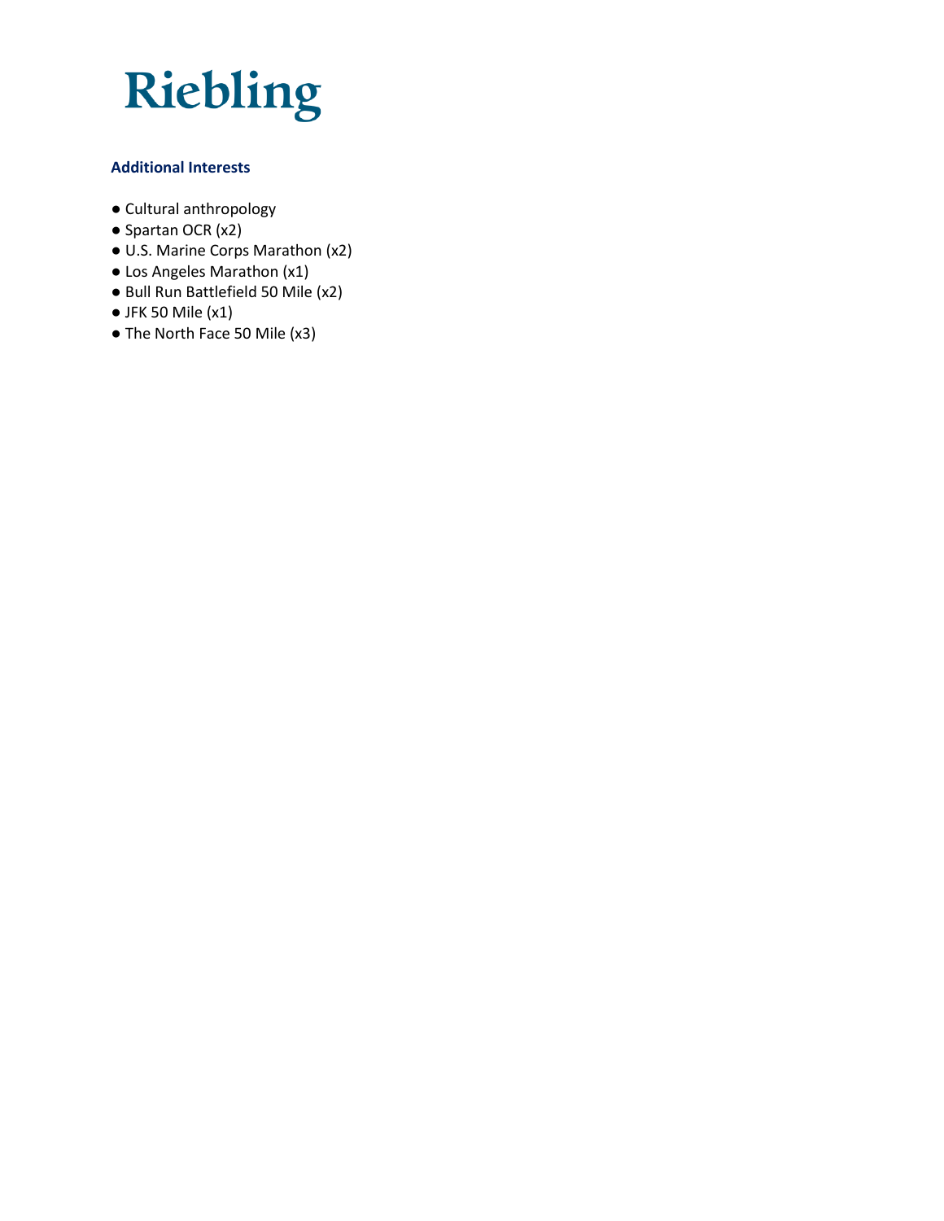**Additional Interests**

- Cultural anthropology
- Spartan OCR (x2)
- U.S. Marine Corps Marathon (x2)
- Los Angeles Marathon (x1)
- Bull Run Battlefield 50 Mile (x2)
- JFK 50 Mile (x1)
- The North Face 50 Mile (x3)